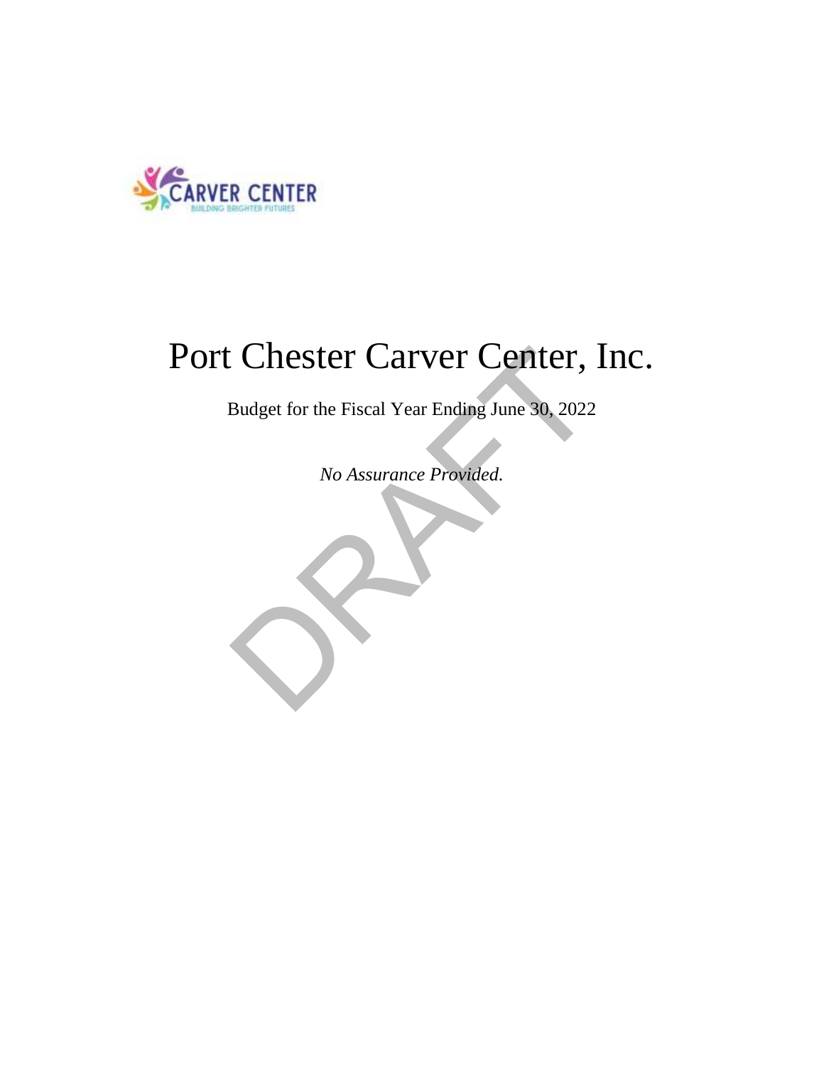# Port Chester Carver Center, Inc.

Budget for the Fiscal Year Ending June 30, 2022

*No Assurance Provided.*

DRAFT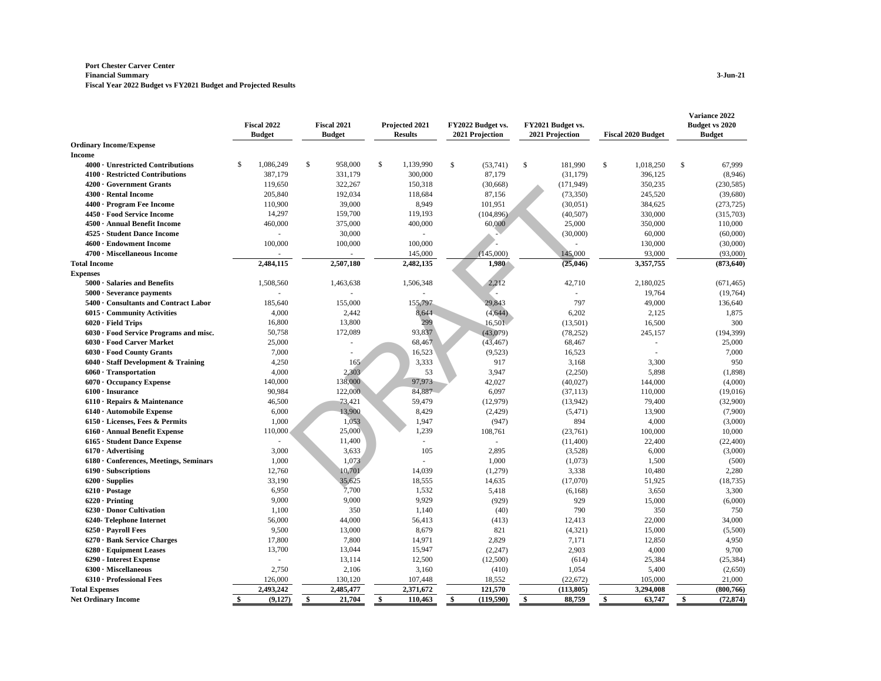**Port Chester Carver Center**
**Financial Summary**
**Fiscal Year 2022 Budget vs FY2021 Budget and Projected Results**

3-Jun-21

DRAFT

| | Fiscal 2022 Budget | Fiscal 2021 Budget | Projected 2021 Results | FY2022 Budget vs. 2021 Projection | FY2021 Budget vs. 2021 Projection | Fiscal 2020 Budget | Variance 2022 Budget vs 2020 Budget |
|---|---|---|---|---|---|---|---|
| **Ordinary Income/Expense** | | | | | | | |
| **Income** | | | | | | | |
| **4000 · Unrestricted Contributions** | $ 1,086,249 | $ 958,000 | $ 1,139,990 | $ (53,741) | $ 181,990 | $ 1,018,250 | $ 67,999 |
| **4100 · Restricted Contributions** | 387,179 | 331,179 | 300,000 | 87,179 | (31,179) | 396,125 | (8,946) |
| **4200 · Government Grants** | 119,650 | 322,267 | 150,318 | (30,668) | (171,949) | 350,235 | (230,585) |
| **4300 · Rental Income** | 205,840 | 192,034 | 118,684 | 87,156 | (73,350) | 245,520 | (39,680) |
| **4400 · Program Fee Income** | 110,900 | 39,000 | 8,949 | 101,951 | (30,051) | 384,625 | (273,725) |
| **4450 · Food Service Income** | 14,297 | 159,700 | 119,193 | (104,896) | (40,507) | 330,000 | (315,703) |
| **4500 · Annual Benefit Income** | 460,000 | 375,000 | 400,000 | 60,000 | 25,000 | 350,000 | 110,000 |
| **4525 · Student Dance Income** | - | 30,000 | - | - | (30,000) | 60,000 | (60,000) |
| **4600 · Endowment Income** | 100,000 | 100,000 | 100,000 | - | - | 130,000 | (30,000) |
| **4700 · Miscellaneous Income** | - | - | 145,000 | (145,000) | 145,000 | 93,000 | (93,000) |
| **Total Income** | **2,484,115** | **2,507,180** | **2,482,135** | **1,980** | **(25,046)** | **3,357,755** | **(873,640)** |
| **Expenses** | | | | | | | |
| **5000 · Salaries and Benefits** | 1,508,560 | 1,463,638 | 1,506,348 | 2,212 | 42,710 | 2,180,025 | (671,465) |
| **5000 · Severance payments** | - | - | - | - | - | 19,764 | (19,764) |
| **5400 · Consultants and Contract Labor** | 185,640 | 155,000 | 155,797 | 29,843 | 797 | 49,000 | 136,640 |
| **6015 · Community Activities** | 4,000 | 2,442 | 8,644 | (4,644) | 6,202 | 2,125 | 1,875 |
| **6020 · Field Trips** | 16,800 | 13,800 | 299 | 16,501 | (13,501) | 16,500 | 300 |
| **6030 · Food Service Programs and misc.** | 50,758 | 172,089 | 93,837 | (43,079) | (78,252) | 245,157 | (194,399) |
| **6030 · Food Carver Market** | 25,000 | - | 68,467 | (43,467) | 68,467 | - | 25,000 |
| **6030 · Food County Grants** | 7,000 | - | 16,523 | (9,523) | 16,523 | - | 7,000 |
| **6040 · Staff Development & Training** | 4,250 | 165 | 3,333 | 917 | 3,168 | 3,300 | 950 |
| **6060 · Transportation** | 4,000 | 2,303 | 53 | 3,947 | (2,250) | 5,898 | (1,898) |
| **6070 · Occupancy Expense** | 140,000 | 138,000 | 97,973 | 42,027 | (40,027) | 144,000 | (4,000) |
| **6100 · Insurance** | 90,984 | 122,000 | 84,887 | 6,097 | (37,113) | 110,000 | (19,016) |
| **6110 · Repairs & Maintenance** | 46,500 | 73,421 | 59,479 | (12,979) | (13,942) | 79,400 | (32,900) |
| **6140 · Automobile Expense** | 6,000 | 13,900 | 8,429 | (2,429) | (5,471) | 13,900 | (7,900) |
| **6150 · Licenses, Fees & Permits** | 1,000 | 1,053 | 1,947 | (947) | 894 | 4,000 | (3,000) |
| **6160 · Annual Benefit Expense** | 110,000 | 25,000 | 1,239 | 108,761 | (23,761) | 100,000 | 10,000 |
| **6165 · Student Dance Expense** | - | 11,400 | - | - | (11,400) | 22,400 | (22,400) |
| **6170 · Advertising** | 3,000 | 3,633 | 105 | 2,895 | (3,528) | 6,000 | (3,000) |
| **6180 · Conferences, Meetings, Seminars** | 1,000 | 1,073 | - | 1,000 | (1,073) | 1,500 | (500) |
| **6190 · Subscriptions** | 12,760 | 10,701 | 14,039 | (1,279) | 3,338 | 10,480 | 2,280 |
| **6200 · Supplies** | 33,190 | 35,625 | 18,555 | 14,635 | (17,070) | 51,925 | (18,735) |
| **6210 · Postage** | 6,950 | 7,700 | 1,532 | 5,418 | (6,168) | 3,650 | 3,300 |
| **6220 · Printing** | 9,000 | 9,000 | 9,929 | (929) | 929 | 15,000 | (6,000) |
| **6230 · Donor Cultivation** | 1,100 | 350 | 1,140 | (40) | 790 | 350 | 750 |
| **6240- Telephone Internet** | 56,000 | 44,000 | 56,413 | (413) | 12,413 | 22,000 | 34,000 |
| **6250 · Payroll Fees** | 9,500 | 13,000 | 8,679 | 821 | (4,321) | 15,000 | (5,500) |
| **6270 · Bank Service Charges** | 17,800 | 7,800 | 14,971 | 2,829 | 7,171 | 12,850 | 4,950 |
| **6280 · Equipment Leases** | 13,700 | 13,044 | 15,947 | (2,247) | 2,903 | 4,000 | 9,700 |
| **6290 - Interest Expense** | - | 13,114 | 12,500 | (12,500) | (614) | 25,384 | (25,384) |
| **6300 · Miscellaneous** | 2,750 | 2,106 | 3,160 | (410) | 1,054 | 5,400 | (2,650) |
| **6310 · Professional Fees** | 126,000 | 130,120 | 107,448 | 18,552 | (22,672) | 105,000 | 21,000 |
| **Total Expenses** | **2,493,242** | **2,485,477** | **2,371,672** | **121,570** | **(113,805)** | **3,294,008** | **(800,766)** |
| **Net Ordinary Income** | **$ (9,127)** | **$ 21,704** | **$ 110,463** | **$ (119,590)** | **$ 88,759** | **$ 63,747** | **$ (72,874)** |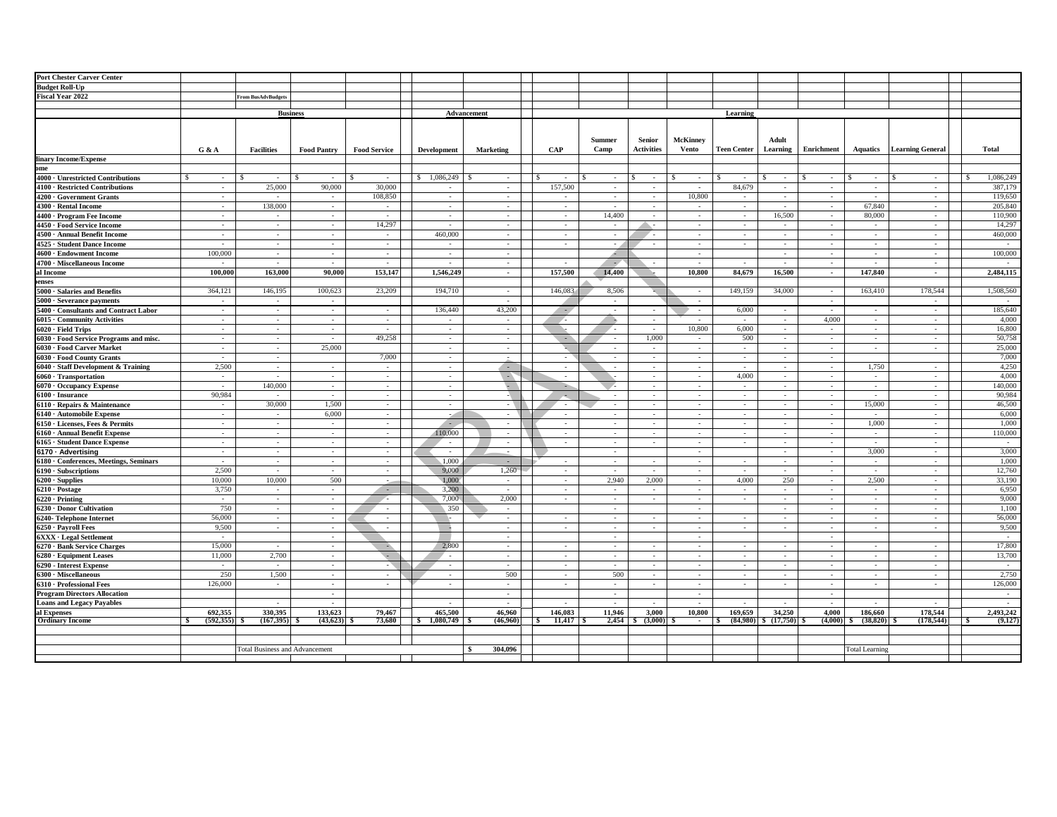| Port Chester Carver Center | | | | | | | | | | | | | | | | |
|---|---|---|---|---|---|---|---|---|---|---|---|---|---|---|---|---|
| Budget Roll-Up | | | | | | | | | | | | | | | | |
| Fiscal Year 2022 | | From BusAdvBudgets | | | | | | | | | | | | | | |
| | Business | | | | Advancement | | Learning | | | | | | | | | |
| | G & A | Facilities | Food Pantry | Food Service | Development | Marketing | CAP | Summer Camp | Senior Activities | McKinney Vento | Teen Center | Adult Learning | Enrichment | Aquatics | Learning General | Total |
| linary Income/Expense | | | | | | | | | | | | | | | | |
| ome | | | | | | | | | | | | | | | | |
| 4000 · Unrestricted Contributions | $ - | $ - | $ - | $ - | $ 1,086,249 | $ - | $ - | $ - | $ - | $ - | $ - | $ - | $ - | $ - | $ - | $ 1,086,249 |
| 4100 · Restricted Contributions | - | 25,000 | 90,000 | 30,000 | - | - | 157,500 | - | - | - | 84,679 | - | - | - | - | 387,179 |
| 4200 · Government Grants | - | - | - | 108,850 | - | - | - | - | - | 10,800 | - | - | - | - | - | 119,650 |
| 4300 · Rental Income | - | 138,000 | - | - | - | - | - | - | - | - | - | - | - | 67,840 | - | 205,840 |
| 4400 · Program Fee Income | - | - | - | - | - | - | - | 14,400 | - | - | - | 16,500 | - | 80,000 | - | 110,900 |
| 4450 · Food Service Income | - | - | - | 14,297 | - | - | - | - | - | - | - | - | - | - | - | 14,297 |
| 4500 · Annual Benefit Income | - | - | - | - | 460,000 | - | - | - | - | - | - | - | - | - | - | 460,000 |
| 4525 · Student Dance Income | - | - | - | - | - | - | - | - | - | - | - | - | - | - | - | - |
| 4600 · Endowment Income | 100,000 | - | - | - | - | - | | - | - | - | | - | - | - | - | 100,000 |
| 4700 · Miscellaneous Income | - | - | - | - | - | - | - | - | - | - | - | - | - | - | - | - |
| al Income | 100,000 | 163,000 | 90,000 | 153,147 | 1,546,249 | - | 157,500 | 14,400 | - | 10,800 | 84,679 | 16,500 | - | 147,840 | - | 2,484,115 |
| enses | | | | | | | | | | | | | | | | |
| 5000 · Salaries and Benefits | 364,121 | 146,195 | 100,623 | 23,209 | 194,710 | - | 146,083 | 8,506 | - | - | 149,159 | 34,000 | - | 163,410 | 178,544 | 1,508,560 |
| 5000 · Severance payments | - | - | - | | - | - | | - | | - | | | - | | - | - |
| 5400 · Consultants and Contract Labor | - | - | - | - | 136,440 | 43,200 | - | - | - | - | 6,000 | - | - | - | - | 185,640 |
| 6015 · Community Activities | - | - | - | - | - | - | - | - | - | - | - | - | 4,000 | - | - | 4,000 |
| 6020 · Field Trips | - | - | - | - | - | - | - | - | - | 10,800 | 6,000 | - | - | - | - | 16,800 |
| 6030 · Food Service Programs and misc. | - | - | - | 49,258 | - | - | - | - | 1,000 | - | 500 | - | - | - | - | 50,758 |
| 6030 · Food Carver Market | - | - | 25,000 | | - | - | - | - | - | - | - | - | - | - | - | 25,000 |
| 6030 · Food County Grants | - | - | | 7,000 | - | - | - | - | - | - | - | - | - | | | 7,000 |
| 6040 · Staff Development & Training | 2,500 | - | - | - | - | - | - | - | - | - | - | - | - | 1,750 | - | 4,250 |
| 6060 · Transportation | - | - | - | - | - | - | - | - | - | - | 4,000 | - | - | - | - | 4,000 |
| 6070 · Occupancy Expense | - | 140,000 | - | - | - | - | - | - | - | - | - | - | - | - | - | 140,000 |
| 6100 · Insurance | 90,984 | - | - | - | - | - | - | - | - | - | - | - | - | - | - | 90,984 |
| 6110 · Repairs & Maintenance | - | 30,000 | 1,500 | - | - | - | - | - | - | - | - | - | - | 15,000 | - | 46,500 |
| 6140 · Automobile Expense | - | - | 6,000 | - | - | - | - | - | - | - | - | - | - | - | - | 6,000 |
| 6150 · Licenses, Fees & Permits | - | - | - | - | - | - | - | - | - | - | - | - | - | 1,000 | - | 1,000 |
| 6160 · Annual Benefit Expense | - | - | - | - | 110,000 | - | - | - | - | - | - | - | - | - | - | 110,000 |
| 6165 · Student Dance Expense | - | - | - | - | - | - | - | - | - | - | - | - | - | - | - | - |
| 6170 · Advertising | - | - | - | - | - | - | | - | | - | | - | - | 3,000 | - | 3,000 |
| 6180 · Conferences, Meetings, Seminars | - | - | - | - | 1,000 | - | - | - | - | - | - | - | - | - | - | 1,000 |
| 6190 · Subscriptions | 2,500 | - | - | - | 9,000 | 1,260 | - | - | - | - | - | - | - | - | - | 12,760 |
| 6200 · Supplies | 10,000 | 10,000 | 500 | - | 1,000 | - | - | 2,940 | 2,000 | - | 4,000 | 250 | - | 2,500 | - | 33,190 |
| 6210 · Postage | 3,750 | - | - | - | 3,200 | - | - | - | - | - | - | - | - | - | - | 6,950 |
| 6220 · Printing | - | - | - | - | 7,000 | 2,000 | - | - | - | - | - | - | - | - | - | 9,000 |
| 6230 · Donor Cultivation | 750 | - | - | - | 350 | - | | - | | - | | - | - | - | - | 1,100 |
| 6240- Telephone Internet | 56,000 | - | - | - | - | - | - | - | - | - | - | - | - | - | - | 56,000 |
| 6250 · Payroll Fees | 9,500 | - | - | - | - | - | - | - | - | - | - | - | - | - | - | 9,500 |
| 6XXX · Legal Settlement | - | | - | | | - | | - | | - | | | - | | | - |
| 6270 · Bank Service Charges | 15,000 | - | - | - | 2,800 | - | - | - | - | - | - | - | - | - | - | 17,800 |
| 6280 · Equipment Leases | 11,000 | 2,700 | - | - | - | - | - | - | - | - | - | - | - | - | - | 13,700 |
| 6290 · Interest Expense | - | - | - | - | - | - | - | - | - | - | - | - | - | - | - | - |
| 6300 · Miscellaneous | 250 | 1,500 | - | - | - | 500 | - | 500 | - | - | - | - | - | - | - | 2,750 |
| 6310 · Professional Fees | 126,000 | - | - | - | - | - | - | - | - | - | - | - | - | - | - | 126,000 |
| Program Directors Allocation | | | - | | | - | | - | | - | | | - | | | - |
| Loans and Legacy Payables | | - | - | | - | - | - | - | - | - | - | - | - | - | - | - |
| al Expenses | 692,355 | 330,395 | 133,623 | 79,467 | 465,500 | 46,960 | 146,083 | 11,946 | 3,000 | 10,800 | 169,659 | 34,250 | 4,000 | 186,660 | 178,544 | 2,493,242 |
| Ordinary Income | $ (592,355) | $ (167,395) | $ (43,623) | $ 73,680 | $ 1,080,749 | $ (46,960) | $ 11,417 | $ 2,454 | $ (3,000) | $ - | $ (84,980) | $ (17,750) | $ (4,000) | $ (38,820) | $ (178,544) | $ (9,127) |
| | | Total Business and Advancement | | | | $ 304,096 | | | | | | | | Total Learning | | |